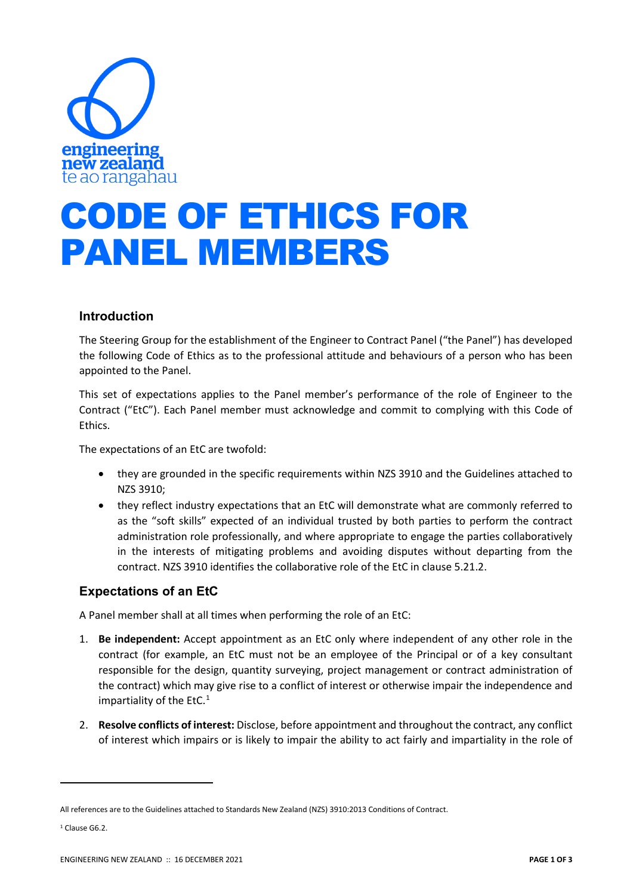engineering new zealand te ao rangahau

# CODE OF ETHICS FOR PANEL MEMBERS

## Introduction

The Steering Group for the establishment of the Engineer to Contract Panel ("the Panel") has developed the following Code of Ethics as to the professional attitude and behaviours of a person who has been appointed to the Panel.

This set of expectations applies to the Panel member's performance of the role of Engineer to the Contract ("EtC"). Each Panel member must acknowledge and commit to complying with this Code of Ethics.

The expectations of an EtC are twofold:

- they are grounded in the specific requirements within NZS 3910 and the Guidelines attached to NZS 3910;
- they reflect industry expectations that an EtC will demonstrate what are commonly referred to as the "soft skills" expected of an individual trusted by both parties to perform the contract administration role professionally, and where appropriate to engage the parties collaboratively in the interests of mitigating problems and avoiding disputes without departing from the contract. NZS 3910 identifies the collaborative role of the EtC in clause 5.21.2.

## Expectations of an EtC

A Panel member shall at all times when performing the role of an EtC:

1. **Be independent:** Accept appointment as an EtC only where independent of any other role in the contract (for example, an EtC must not be an employee of the Principal or of a key consultant responsible for the design, quantity surveying, project management or contract administration of the contract) which may give rise to a conflict of interest or otherwise impair the independence and impartiality of the EtC.[1]
2. **Resolve conflicts of interest:** Disclose, before appointment and throughout the contract, any conflict of interest which impairs or is likely to impair the ability to act fairly and impartiality in the role of

---

All references are to the Guidelines attached to Standards New Zealand (NZS) 3910:2013 Conditions of Contract.

[1] Clause G6.2.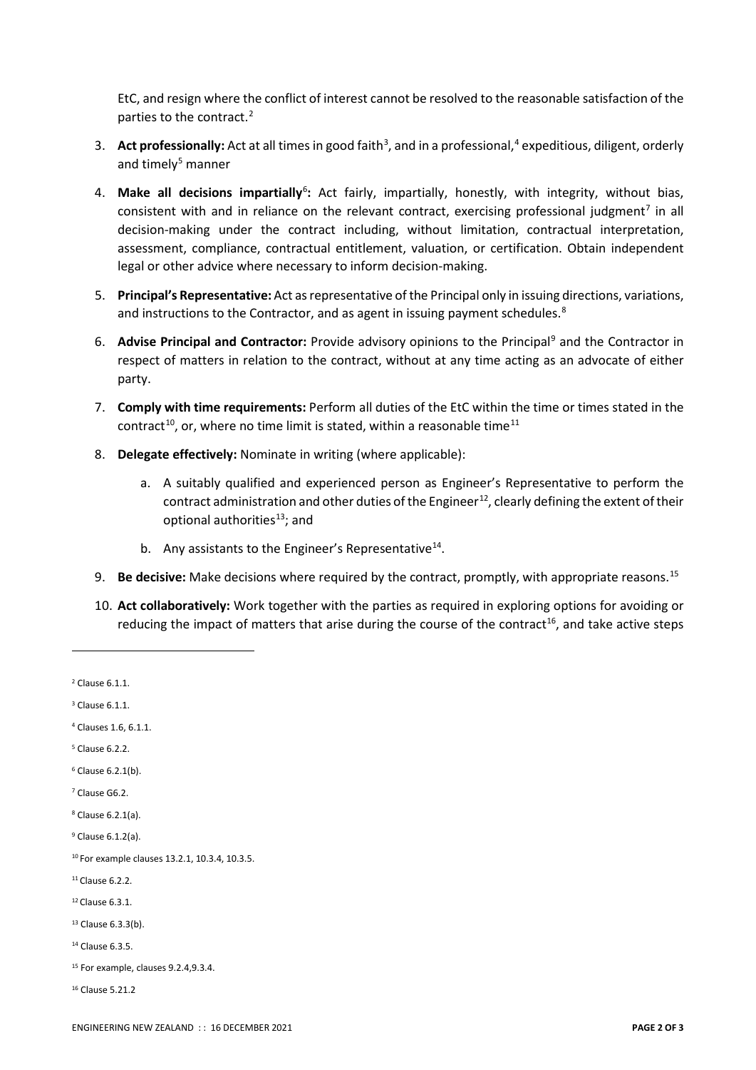EtC, and resign where the conflict of interest cannot be resolved to the reasonable satisfaction of the parties to the contract.[2]

3. **Act professionally:** Act at all times in good faith[3], and in a professional,[4] expeditious, diligent, orderly and timely[5] manner
4. **Make all decisions impartially**[6]**:** Act fairly, impartially, honestly, with integrity, without bias, consistent with and in reliance on the relevant contract, exercising professional judgment[7] in all decision-making under the contract including, without limitation, contractual interpretation, assessment, compliance, contractual entitlement, valuation, or certification. Obtain independent legal or other advice where necessary to inform decision-making.
5. **Principal's Representative:** Act as representative of the Principal only in issuing directions, variations, and instructions to the Contractor, and as agent in issuing payment schedules.[8]
6. **Advise Principal and Contractor:** Provide advisory opinions to the Principal[9] and the Contractor in respect of matters in relation to the contract, without at any time acting as an advocate of either party.
7. **Comply with time requirements:** Perform all duties of the EtC within the time or times stated in the contract[10], or, where no time limit is stated, within a reasonable time[11]
8. **Delegate effectively:** Nominate in writing (where applicable):
   a. A suitably qualified and experienced person as Engineer's Representative to perform the contract administration and other duties of the Engineer[12], clearly defining the extent of their optional authorities[13]; and
   b. Any assistants to the Engineer's Representative[14].
9. **Be decisive:** Make decisions where required by the contract, promptly, with appropriate reasons.[15]
10. **Act collaboratively:** Work together with the parties as required in exploring options for avoiding or reducing the impact of matters that arise during the course of the contract[16], and take active steps

---

[2] Clause 6.1.1.

[3] Clause 6.1.1.

[4] Clauses 1.6, 6.1.1.

[5] Clause 6.2.2.

[6] Clause 6.2.1(b).

[7] Clause G6.2.

[8] Clause 6.2.1(a).

[9] Clause 6.1.2(a).

[10] For example clauses 13.2.1, 10.3.4, 10.3.5.

[11] Clause 6.2.2.

[12] Clause 6.3.1.

[13] Clause 6.3.3(b).

[14] Clause 6.3.5.

[15] For example, clauses 9.2.4,9.3.4.

[16] Clause 5.21.2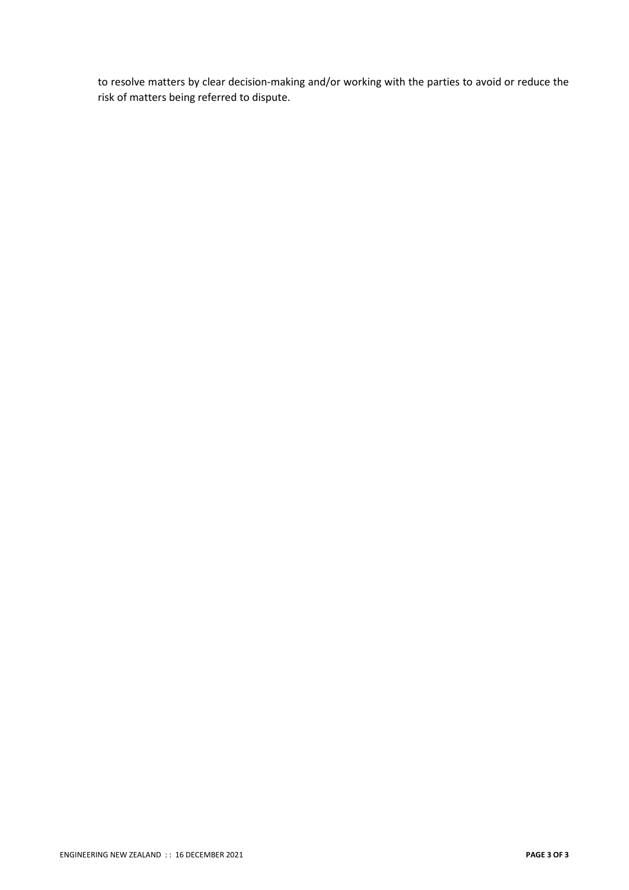to resolve matters by clear decision-making and/or working with the parties to avoid or reduce the risk of matters being referred to dispute.